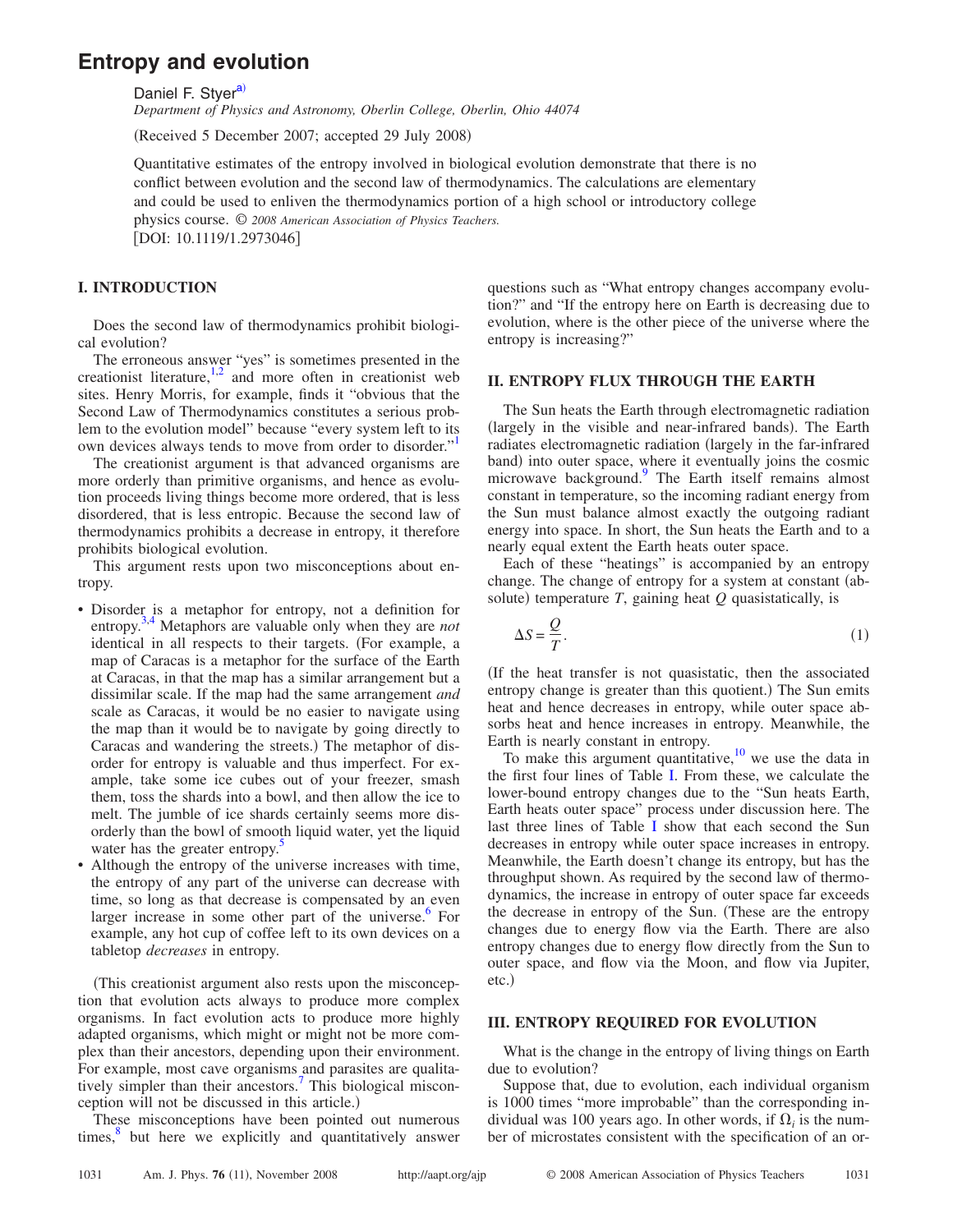# Entropy and evolution

Daniel F. Styer[a)]

*Department of Physics and Astronomy, Oberlin College, Oberlin, Ohio 44074*

(Received 5 December 2007; accepted 29 July 2008)

Quantitative estimates of the entropy involved in biological evolution demonstrate that there is no conflict between evolution and the second law of thermodynamics. The calculations are elementary and could be used to enliven the thermodynamics portion of a high school or introductory college physics course. © *2008 American Association of Physics Teachers.*

[DOI: 10.1119/1.2973046]

## I. INTRODUCTION

Does the second law of thermodynamics prohibit biological evolution?

The erroneous answer "yes" is sometimes presented in the creationist literature,[1,2] and more often in creationist web sites. Henry Morris, for example, finds it "obvious that the Second Law of Thermodynamics constitutes a serious problem to the evolution model" because "every system left to its own devices always tends to move from order to disorder."[1]

The creationist argument is that advanced organisms are more orderly than primitive organisms, and hence as evolution proceeds living things become more ordered, that is less disordered, that is less entropic. Because the second law of thermodynamics prohibits a decrease in entropy, it therefore prohibits biological evolution.

This argument rests upon two misconceptions about entropy.

- Disorder is a metaphor for entropy, not a definition for entropy.[3,4] Metaphors are valuable only when they are *not* identical in all respects to their targets. (For example, a map of Caracas is a metaphor for the surface of the Earth at Caracas, in that the map has a similar arrangement but a dissimilar scale. If the map had the same arrangement *and* scale as Caracas, it would be no easier to navigate using the map than it would be to navigate by going directly to Caracas and wandering the streets.) The metaphor of disorder for entropy is valuable and thus imperfect. For example, take some ice cubes out of your freezer, smash them, toss the shards into a bowl, and then allow the ice to melt. The jumble of ice shards certainly seems more disorderly than the bowl of smooth liquid water, yet the liquid water has the greater entropy.[5]
- Although the entropy of the universe increases with time, the entropy of any part of the universe can decrease with time, so long as that decrease is compensated by an even larger increase in some other part of the universe.[6] For example, any hot cup of coffee left to its own devices on a tabletop *decreases* in entropy.

(This creationist argument also rests upon the misconception that evolution acts always to produce more complex organisms. In fact evolution acts to produce more highly adapted organisms, which might or might not be more complex than their ancestors, depending upon their environment. For example, most cave organisms and parasites are qualitatively simpler than their ancestors.[7] This biological misconception will not be discussed in this article.)

These misconceptions have been pointed out numerous times,[8] but here we explicitly and quantitatively answer questions such as "What entropy changes accompany evolution?" and "If the entropy here on Earth is decreasing due to evolution, where is the other piece of the universe where the entropy is increasing?"

## II. ENTROPY FLUX THROUGH THE EARTH

The Sun heats the Earth through electromagnetic radiation (largely in the visible and near-infrared bands). The Earth radiates electromagnetic radiation (largely in the far-infrared band) into outer space, where it eventually joins the cosmic microwave background.[9] The Earth itself remains almost constant in temperature, so the incoming radiant energy from the Sun must balance almost exactly the outgoing radiant energy into space. In short, the Sun heats the Earth and to a nearly equal extent the Earth heats outer space.

Each of these "heatings" is accompanied by an entropy change. The change of entropy for a system at constant (absolute) temperature $T$, gaining heat $Q$ quasistatically, is

$$\Delta S = \frac{Q}{T}. \tag{1}$$

(If the heat transfer is not quasistatic, then the associated entropy change is greater than this quotient.) The Sun emits heat and hence decreases in entropy, while outer space absorbs heat and hence increases in entropy. Meanwhile, the Earth is nearly constant in entropy.

To make this argument quantitative,[10] we use the data in the first four lines of Table I. From these, we calculate the lower-bound entropy changes due to the "Sun heats Earth, Earth heats outer space" process under discussion here. The last three lines of Table I show that each second the Sun decreases in entropy while outer space increases in entropy. Meanwhile, the Earth doesn't change its entropy, but has the throughput shown. As required by the second law of thermodynamics, the increase in entropy of outer space far exceeds the decrease in entropy of the Sun. (These are the entropy changes due to energy flow via the Earth. There are also entropy changes due to energy flow directly from the Sun to outer space, and flow via the Moon, and flow via Jupiter, etc.)

## III. ENTROPY REQUIRED FOR EVOLUTION

What is the change in the entropy of living things on Earth due to evolution?

Suppose that, due to evolution, each individual organism is 1000 times "more improbable" than the corresponding individual was 100 years ago. In other words, if $\Omega_i$ is the number of microstates consistent with the specification of an or-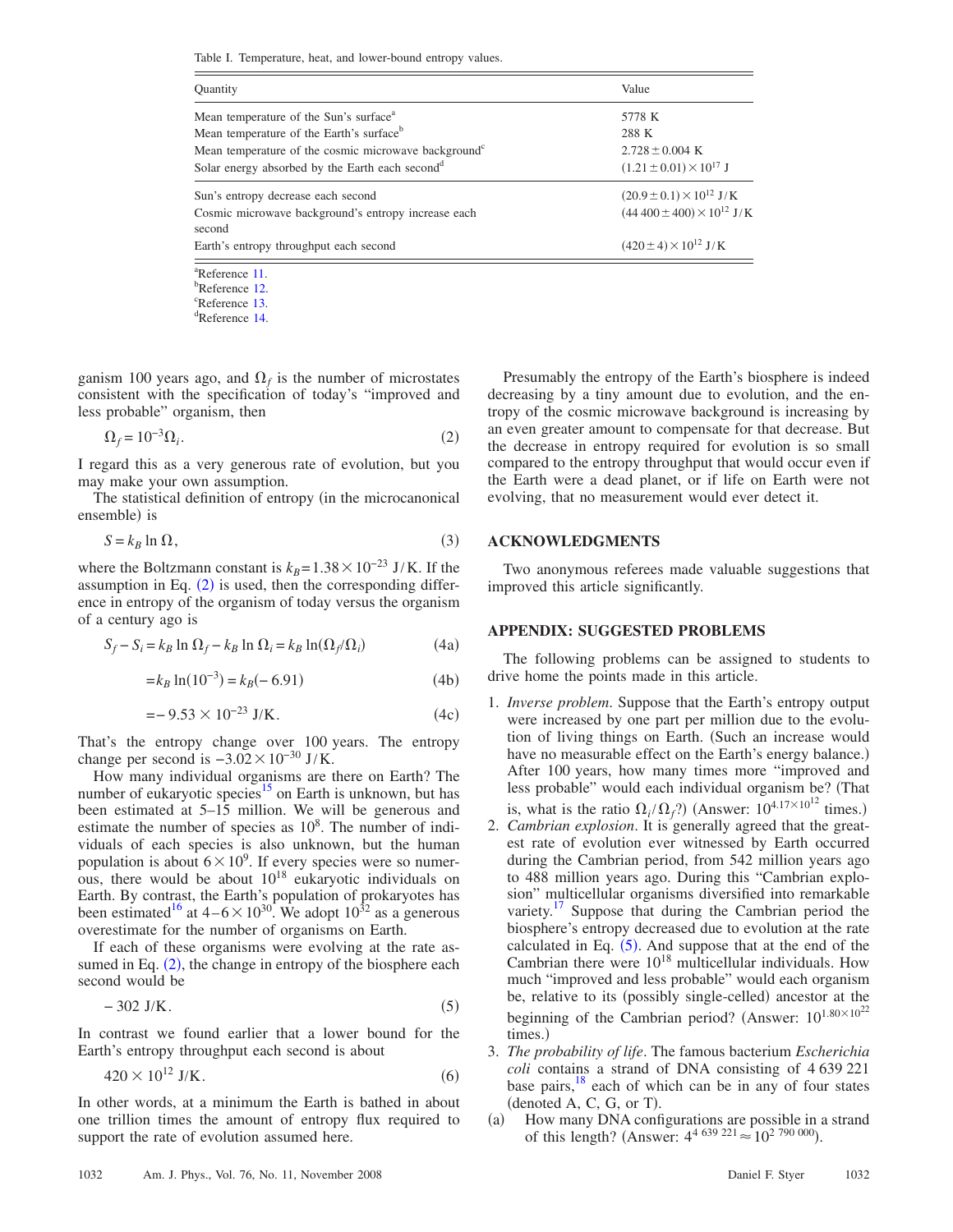Table I. Temperature, heat, and lower-bound entropy values.

| Quantity | Value |
| --- | --- |
| Mean temperature of the Sun's surface[a] | 5778 K |
| Mean temperature of the Earth's surface[b] | 288 K |
| Mean temperature of the cosmic microwave background[c] | $2.728 \pm 0.004$ K |
| Solar energy absorbed by the Earth each second[d] | $(1.21 \pm 0.01) \times 10^{17}$ J |
| Sun's entropy decrease each second | $(20.9 \pm 0.1) \times 10^{12}$ J/K |
| Cosmic microwave background's entropy increase each second | $(44\,400 \pm 400) \times 10^{12}$ J/K |
| Earth's entropy throughput each second | $(420 \pm 4) \times 10^{12}$ J/K |

[a]Reference 11.
[b]Reference 12.
[c]Reference 13.
[d]Reference 14.

ganism 100 years ago, and $\Omega_f$ is the number of microstates consistent with the specification of today's "improved and less probable" organism, then

$$\Omega_f = 10^{-3}\Omega_i. \tag{2}$$

I regard this as a very generous rate of evolution, but you may make your own assumption.

The statistical definition of entropy (in the microcanonical ensemble) is

$$S = k_B \ln \Omega, \tag{3}$$

where the Boltzmann constant is $k_B = 1.38 \times 10^{-23}$ J/K. If the assumption in Eq. (2) is used, then the corresponding difference in entropy of the organism of today versus the organism of a century ago is

$$S_f - S_i = k_B \ln \Omega_f - k_B \ln \Omega_i = k_B \ln(\Omega_f/\Omega_i) \tag{4a}$$

$$= k_B \ln(10^{-3}) = k_B(-6.91) \tag{4b}$$

$$= -9.53 \times 10^{-23}\ \text{J/K}. \tag{4c}$$

That's the entropy change over 100 years. The entropy change per second is $-3.02 \times 10^{-30}$ J/K.

How many individual organisms are there on Earth? The number of eukaryotic species[15] on Earth is unknown, but has been estimated at 5–15 million. We will be generous and estimate the number of species as $10^8$. The number of individuals of each species is also unknown, but the human population is about $6 \times 10^9$. If every species were so numerous, there would be about $10^{18}$ eukaryotic individuals on Earth. By contrast, the Earth's population of prokaryotes has been estimated[16] at $4-6 \times 10^{30}$. We adopt $10^{32}$ as a generous overestimate for the number of organisms on Earth.

If each of these organisms were evolving at the rate assumed in Eq. (2), the change in entropy of the biosphere each second would be

$$-302\ \text{J/K}. \tag{5}$$

In contrast we found earlier that a lower bound for the Earth's entropy throughput each second is about

$$420 \times 10^{12}\ \text{J/K}. \tag{6}$$

In other words, at a minimum the Earth is bathed in about one trillion times the amount of entropy flux required to support the rate of evolution assumed here.

Presumably the entropy of the Earth's biosphere is indeed decreasing by a tiny amount due to evolution, and the entropy of the cosmic microwave background is increasing by an even greater amount to compensate for that decrease. But the decrease in entropy required for evolution is so small compared to the entropy throughput that would occur even if the Earth were a dead planet, or if life on Earth were not evolving, that no measurement would ever detect it.

## ACKNOWLEDGMENTS

Two anonymous referees made valuable suggestions that improved this article significantly.

## APPENDIX: SUGGESTED PROBLEMS

The following problems can be assigned to students to drive home the points made in this article.

1. *Inverse problem*. Suppose that the Earth's entropy output were increased by one part per million due to the evolution of living things on Earth. (Such an increase would have no measurable effect on the Earth's energy balance.) After 100 years, how many times more "improved and less probable" would each individual organism be? (That is, what is the ratio $\Omega_i/\Omega_f$?) (Answer: $10^{4.17\times10^{12}}$ times.)
2. *Cambrian explosion*. It is generally agreed that the greatest rate of evolution ever witnessed by Earth occurred during the Cambrian period, from 542 million years ago to 488 million years ago. During this "Cambrian explosion" multicellular organisms diversified into remarkable variety.[17] Suppose that during the Cambrian period the biosphere's entropy decreased due to evolution at the rate calculated in Eq. (5). And suppose that at the end of the Cambrian there were $10^{18}$ multicellular individuals. How much "improved and less probable" would each organism be, relative to its (possibly single-celled) ancestor at the beginning of the Cambrian period? (Answer: $10^{1.80\times10^{22}}$ times.)
3. *The probability of life*. The famous bacterium *Escherichia coli* contains a strand of DNA consisting of 4 639 221 base pairs,[18] each of which can be in any of four states (denoted A, C, G, or T).

(a) How many DNA configurations are possible in a strand of this length? (Answer: $4^{4\,639\,221} \approx 10^{2\,790\,000}$).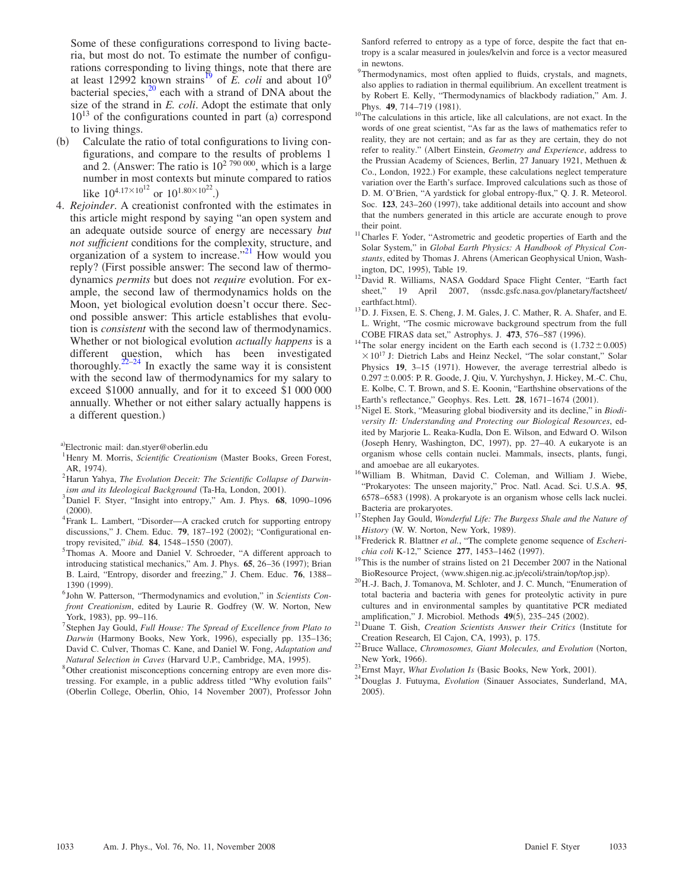Some of these configurations correspond to living bacteria, but most do not. To estimate the number of configurations corresponding to living things, note that there are at least 12992 known strains[19] of *E. coli* and about $10^9$ bacterial species,[20] each with a strand of DNA about the size of the strand in *E. coli*. Adopt the estimate that only $10^{13}$ of the configurations counted in part (a) correspond to living things.

(b) Calculate the ratio of total configurations to living configurations, and compare to the results of problems 1 and 2. (Answer: The ratio is $10^{2\,790\,000}$, which is a large number in most contexts but minute compared to ratios like $10^{4.17\times10^{12}}$ or $10^{1.80\times10^{22}}$.)

4. *Rejoinder*. A creationist confronted with the estimates in this article might respond by saying "an open system and an adequate outside source of energy are necessary *but not sufficient* conditions for the complexity, structure, and organization of a system to increase."[21] How would you reply? (First possible answer: The second law of thermodynamics *permits* but does not *require* evolution. For example, the second law of thermodynamics holds on the Moon, yet biological evolution doesn't occur there. Second possible answer: This article establishes that evolution is *consistent* with the second law of thermodynamics. Whether or not biological evolution *actually happens* is a different question, which has been investigated thoroughly.[22–24] In exactly the same way it is consistent with the second law of thermodynamics for my salary to exceed \$1000 annually, and for it to exceed \$1 000 000 annually. Whether or not either salary actually happens is a different question.)

[a] Electronic mail: dan.styer@oberlin.edu

[1] Henry M. Morris, *Scientific Creationism* (Master Books, Green Forest, AR, 1974).

[2] Harun Yahya, *The Evolution Deceit: The Scientific Collapse of Darwinism and its Ideological Background* (Ta-Ha, London, 2001).

[3] Daniel F. Styer, "Insight into entropy," Am. J. Phys. **68**, 1090–1096 (2000).

[4] Frank L. Lambert, "Disorder—A cracked crutch for supporting entropy discussions," J. Chem. Educ. **79**, 187–192 (2002); "Configurational entropy revisited," *ibid.* **84**, 1548–1550 (2007).

[5] Thomas A. Moore and Daniel V. Schroeder, "A different approach to introducing statistical mechanics," Am. J. Phys. **65**, 26–36 (1997); Brian B. Laird, "Entropy, disorder and freezing," J. Chem. Educ. **76**, 1388–1390 (1999).

[6] John W. Patterson, "Thermodynamics and evolution," in *Scientists Confront Creationism*, edited by Laurie R. Godfrey (W. W. Norton, New York, 1983), pp. 99–116.

[7] Stephen Jay Gould, *Full House: The Spread of Excellence from Plato to Darwin* (Harmony Books, New York, 1996), especially pp. 135–136; David C. Culver, Thomas C. Kane, and Daniel W. Fong, *Adaptation and Natural Selection in Caves* (Harvard U.P., Cambridge, MA, 1995).

[8] Other creationist misconceptions concerning entropy are even more distressing. For example, in a public address titled "Why evolution fails" (Oberlin College, Oberlin, Ohio, 14 November 2007), Professor John Sanford referred to entropy as a type of force, despite the fact that entropy is a scalar measured in joules/kelvin and force is a vector measured in newtons.

[9] Thermodynamics, most often applied to fluids, crystals, and magnets, also applies to radiation in thermal equilibrium. An excellent treatment is by Robert E. Kelly, "Thermodynamics of blackbody radiation," Am. J. Phys. **49**, 714–719 (1981).

[10] The calculations in this article, like all calculations, are not exact. In the words of one great scientist, "As far as the laws of mathematics refer to reality, they are not certain; and as far as they are certain, they do not refer to reality." (Albert Einstein, *Geometry and Experience*, address to the Prussian Academy of Sciences, Berlin, 27 January 1921, Methuen & Co., London, 1922.) For example, these calculations neglect temperature variation over the Earth's surface. Improved calculations such as those of D. M. O'Brien, "A yardstick for global entropy-flux," Q. J. R. Meteorol. Soc. **123**, 243–260 (1997), take additional details into account and show that the numbers generated in this article are accurate enough to prove their point.

[11] Charles F. Yoder, "Astrometric and geodetic properties of Earth and the Solar System," in *Global Earth Physics: A Handbook of Physical Constants*, edited by Thomas J. Ahrens (American Geophysical Union, Washington, DC, 1995), Table 19.

[12] David R. Williams, NASA Goddard Space Flight Center, "Earth fact sheet," 19 April 2007, ⟨nssdc.gsfc.nasa.gov/planetary/factsheet/earthfact.html⟩.

[13] D. J. Fixsen, E. S. Cheng, J. M. Gales, J. C. Mather, R. A. Shafer, and E. L. Wright, "The cosmic microwave background spectrum from the full COBE FIRAS data set," Astrophys. J. **473**, 576–587 (1996).

[14] The solar energy incident on the Earth each second is $(1.732\pm0.005)\times10^{17}$ J: Dietrich Labs and Heinz Neckel, "The solar constant," Solar Physics **19**, 3–15 (1971). However, the average terrestrial albedo is $0.297\pm0.005$: P. R. Goode, J. Qiu, V. Yurchyshyn, J. Hickey, M.-C. Chu, E. Kolbe, C. T. Brown, and S. E. Koonin, "Earthshine observations of the Earth's reflectance," Geophys. Res. Lett. **28**, 1671–1674 (2001).

[15] Nigel E. Stork, "Measuring global biodiversity and its decline," in *Biodiversity II: Understanding and Protecting our Biological Resources*, edited by Marjorie L. Reaka-Kudla, Don E. Wilson, and Edward O. Wilson (Joseph Henry, Washington, DC, 1997), pp. 27–40. A eukaryote is an organism whose cells contain nuclei. Mammals, insects, plants, fungi, and amoebae are all eukaryotes.

[16] William B. Whitman, David C. Coleman, and William J. Wiebe, "Prokaryotes: The unseen majority," Proc. Natl. Acad. Sci. U.S.A. **95**, 6578–6583 (1998). A prokaryote is an organism whose cells lack nuclei. Bacteria are prokaryotes.

[17] Stephen Jay Gould, *Wonderful Life: The Burgess Shale and the Nature of History* (W. W. Norton, New York, 1989).

[18] Frederick R. Blattner *et al.*, "The complete genome sequence of *Escherichia coli* K-12," Science **277**, 1453–1462 (1997).

[19] This is the number of strains listed on 21 December 2007 in the National BioResource Project, ⟨www.shigen.nig.ac.jp/ecoli/strain/top/top.jsp⟩.

[20] H.-J. Bach, J. Tomanova, M. Schloter, and J. C. Munch, "Enumeration of total bacteria and bacteria with genes for proteolytic activity in pure cultures and in environmental samples by quantitative PCR mediated amplification," J. Microbiol. Methods **49**(5), 235–245 (2002).

[21] Duane T. Gish, *Creation Scientists Answer their Critics* (Institute for Creation Research, El Cajon, CA, 1993), p. 175.

[22] Bruce Wallace, *Chromosomes, Giant Molecules, and Evolution* (Norton, New York, 1966).

[23] Ernst Mayr, *What Evolution Is* (Basic Books, New York, 2001).

[24] Douglas J. Futuyma, *Evolution* (Sinauer Associates, Sunderland, MA, 2005).